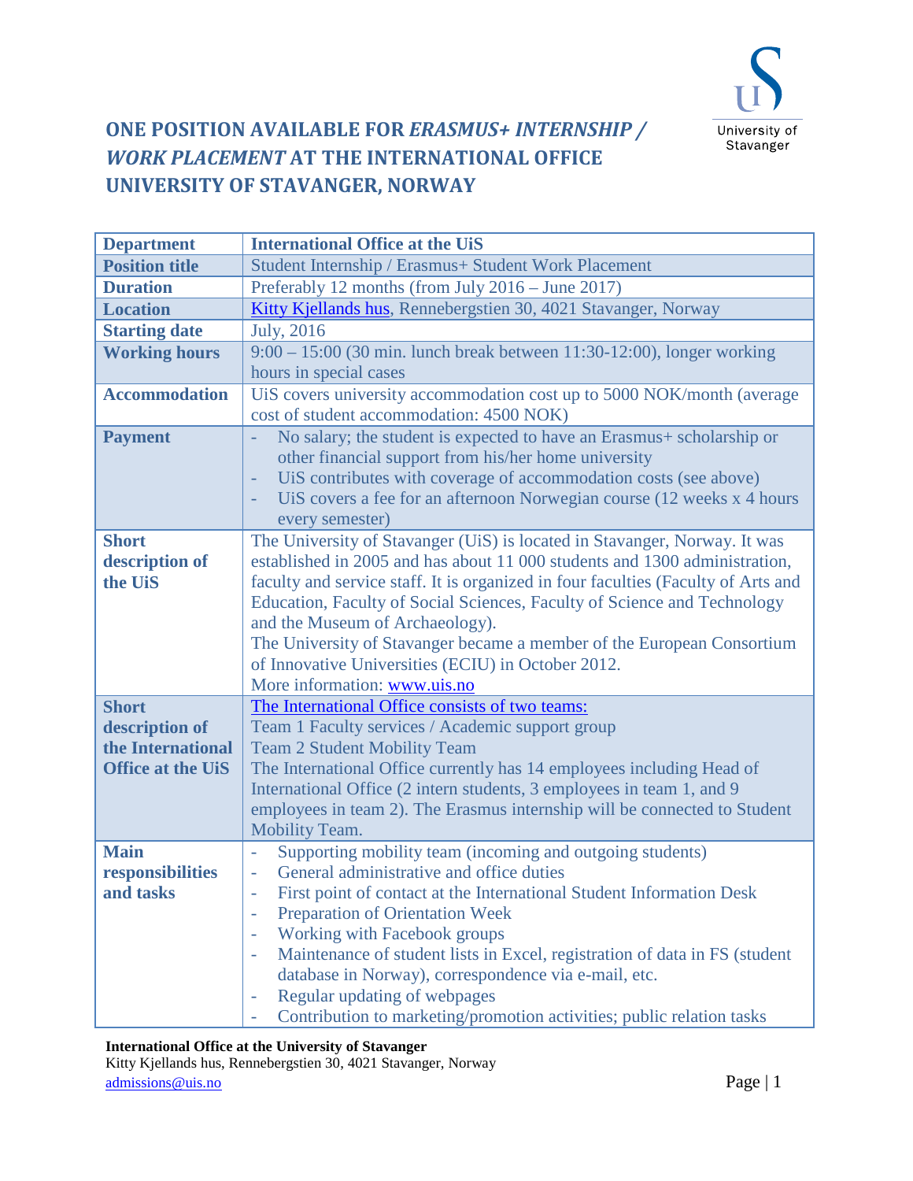# ONE POSITION AVAILABLE FOR *ERASMUS+ INTERNSHIP / WORK PLACEMENT* AT THE INTERNATIONAL OFFICE UNIVERSITY OF STAVANGER, NORWAY

| **Department** | **International Office at the UiS** |
|---|---|
| **Position title** | Student Internship / Erasmus+ Student Work Placement |
| **Duration** | Preferably 12 months (from July 2016 – June 2017) |
| **Location** | Kitty Kjellands hus, Rennebergstien 30, 4021 Stavanger, Norway |
| **Starting date** | July, 2016 |
| **Working hours** | 9:00 – 15:00 (30 min. lunch break between 11:30-12:00), longer working hours in special cases |
| **Accommodation** | UiS covers university accommodation cost up to 5000 NOK/month (average cost of student accommodation: 4500 NOK) |
| **Payment** | - No salary; the student is expected to have an Erasmus+ scholarship or other financial support from his/her home university<br>- UiS contributes with coverage of accommodation costs (see above)<br>- UiS covers a fee for an afternoon Norwegian course (12 weeks x 4 hours every semester) |
| **Short description of the UiS** | The University of Stavanger (UiS) is located in Stavanger, Norway. It was established in 2005 and has about 11 000 students and 1300 administration, faculty and service staff. It is organized in four faculties (Faculty of Arts and Education, Faculty of Social Sciences, Faculty of Science and Technology and the Museum of Archaeology).<br>The University of Stavanger became a member of the European Consortium of Innovative Universities (ECIU) in October 2012.<br>More information: www.uis.no |
| **Short description of the International Office at the UiS** | The International Office consists of two teams:<br>Team 1 Faculty services / Academic support group<br>Team 2 Student Mobility Team<br>The International Office currently has 14 employees including Head of International Office (2 intern students, 3 employees in team 1, and 9 employees in team 2). The Erasmus internship will be connected to Student Mobility Team. |
| **Main responsibilities and tasks** | - Supporting mobility team (incoming and outgoing students)<br>- General administrative and office duties<br>- First point of contact at the International Student Information Desk<br>- Preparation of Orientation Week<br>- Working with Facebook groups<br>- Maintenance of student lists in Excel, registration of data in FS (student database in Norway), correspondence via e-mail, etc.<br>- Regular updating of webpages<br>- Contribution to marketing/promotion activities; public relation tasks |

**International Office at the University of Stavanger**
Kitty Kjellands hus, Rennebergstien 30, 4021 Stavanger, Norway
admissions@uis.no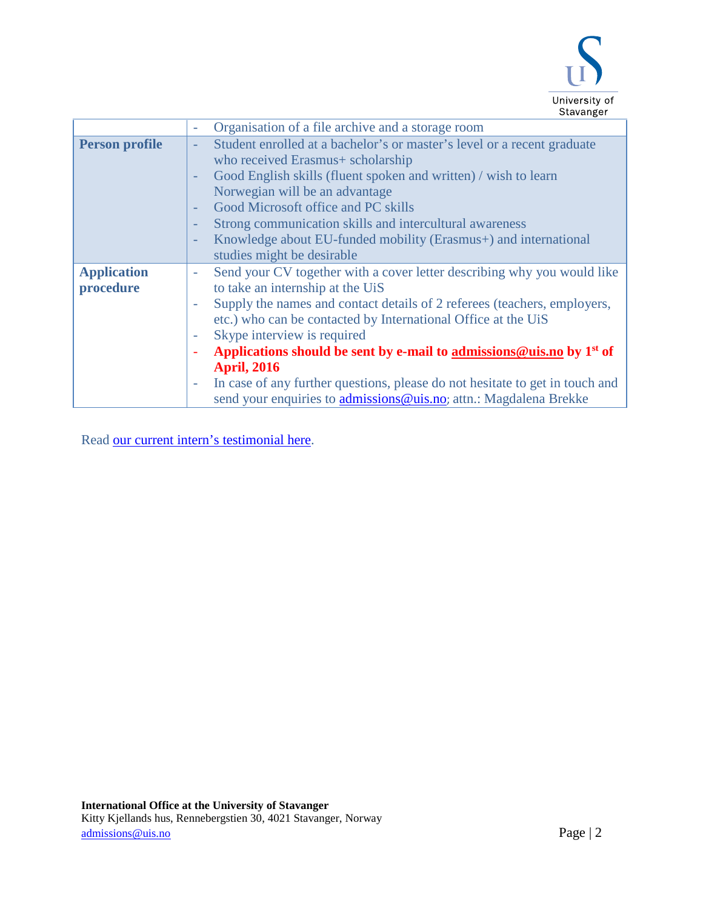| | |
|---|---|
| | - Organisation of a file archive and a storage room |
| **Person profile** | - Student enrolled at a bachelor's or master's level or a recent graduate who received Erasmus+ scholarship<br>- Good English skills (fluent spoken and written) / wish to learn Norwegian will be an advantage<br>- Good Microsoft office and PC skills<br>- Strong communication skills and intercultural awareness<br>- Knowledge about EU-funded mobility (Erasmus+) and international studies might be desirable |
| **Application procedure** | - Send your CV together with a cover letter describing why you would like to take an internship at the UiS<br>- Supply the names and contact details of 2 referees (teachers, employers, etc.) who can be contacted by International Office at the UiS<br>- Skype interview is required<br>- **Applications should be sent by e-mail to admissions@uis.no by 1st of April, 2016**<br>- In case of any further questions, please do not hesitate to get in touch and send your enquiries to admissions@uis.no; attn.: Magdalena Brekke |

Read our current intern's testimonial here.

**International Office at the University of Stavanger**
Kitty Kjellands hus, Rennebergstien 30, 4021 Stavanger, Norway
admissions@uis.no